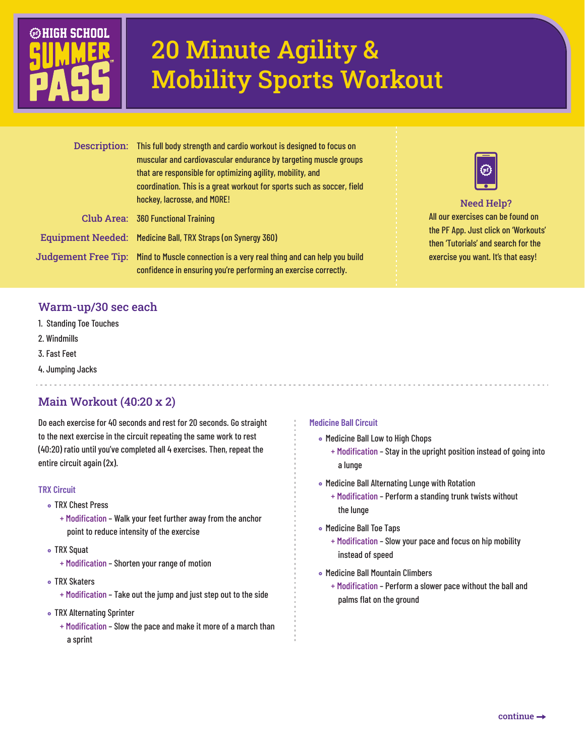HIGH SCHOOL SUMMER PASS

# 20 Minute Agility & Mobility Sports Workout

**Description:** This full body strength and cardio workout is designed to focus on muscular and cardiovascular endurance by targeting muscle groups that are responsible for optimizing agility, mobility, and coordination. This is a great workout for sports such as soccer, field hockey, lacrosse, and MORE!

**Club Area:** 360 Functional Training

**Equipment Needed:** Medicine Ball, TRX Straps (on Synergy 360)

**Judgement Free Tip:** Mind to Muscle connection is a very real thing and can help you build confidence in ensuring you're performing an exercise correctly.

**Need Help?**
All our exercises can be found on the PF App. Just click on 'Workouts' then 'Tutorials' and search for the exercise you want. It's that easy!

## Warm-up/30 sec each

1. Standing Toe Touches
2. Windmills
3. Fast Feet
4. Jumping Jacks

## Main Workout (40:20 x 2)

Do each exercise for 40 seconds and rest for 20 seconds. Go straight to the next exercise in the circuit repeating the same work to rest (40:20) ratio until you've completed all 4 exercises. Then, repeat the entire circuit again (2x).

### TRX Circuit

- TRX Chest Press
  - + Modification – Walk your feet further away from the anchor point to reduce intensity of the exercise
- TRX Squat
  - + Modification – Shorten your range of motion
- TRX Skaters
  - + Modification – Take out the jump and just step out to the side
- TRX Alternating Sprinter
  - + Modification – Slow the pace and make it more of a march than a sprint

### Medicine Ball Circuit

- Medicine Ball Low to High Chops
  - + Modification – Stay in the upright position instead of going into a lunge
- Medicine Ball Alternating Lunge with Rotation
  - + Modification – Perform a standing trunk twists without the lunge
- Medicine Ball Toe Taps
  - + Modification – Slow your pace and focus on hip mobility instead of speed
- Medicine Ball Mountain Climbers
  - + Modification – Perform a slower pace without the ball and palms flat on the ground

continue →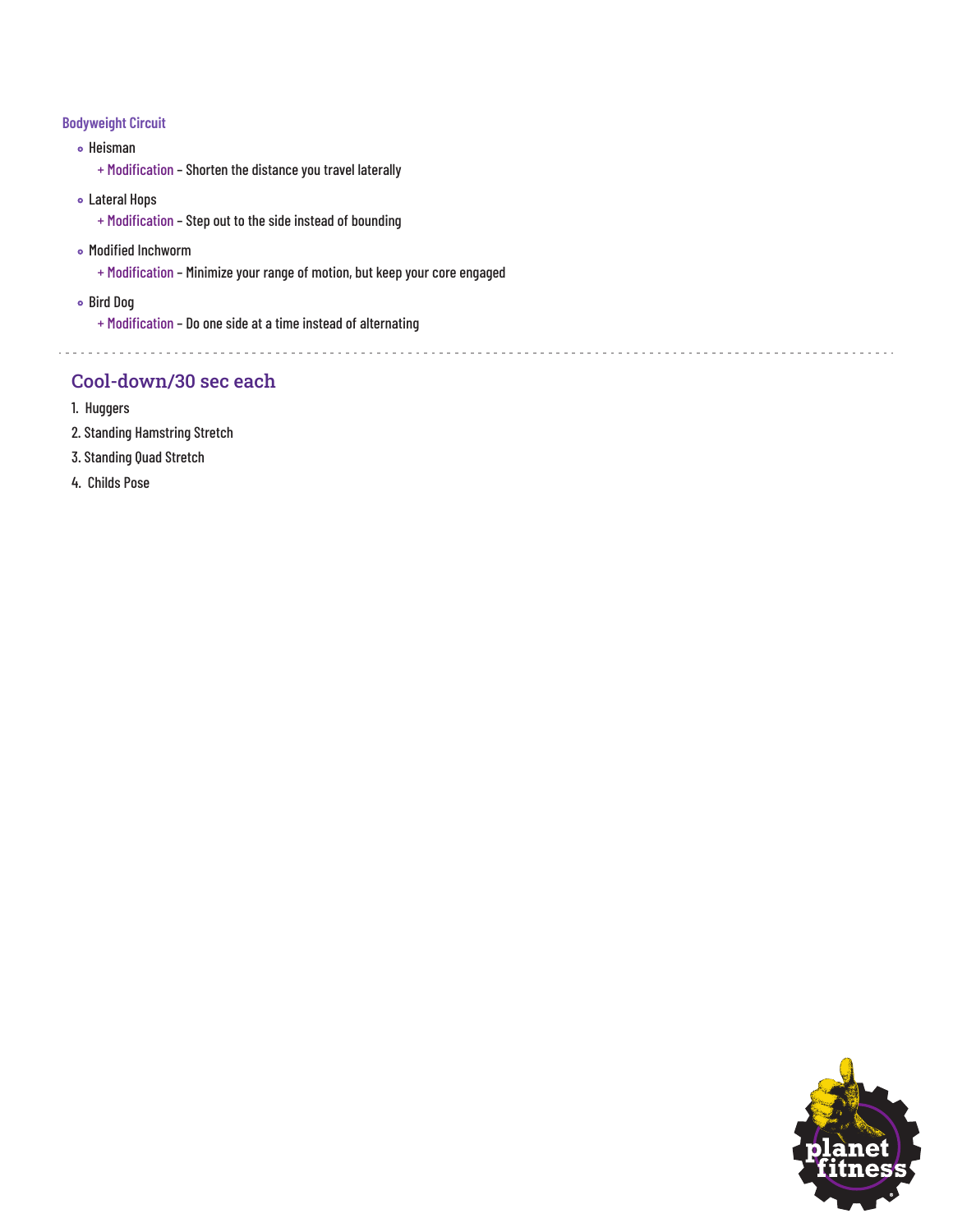**Bodyweight Circuit**

- Heisman
  - + Modification – Shorten the distance you travel laterally
- Lateral Hops
  - + Modification – Step out to the side instead of bounding
- Modified Inchworm
  - + Modification – Minimize your range of motion, but keep your core engaged
- Bird Dog
  - + Modification – Do one side at a time instead of alternating

---

## Cool-down/30 sec each

1. Huggers
2. Standing Hamstring Stretch
3. Standing Quad Stretch
4. Childs Pose